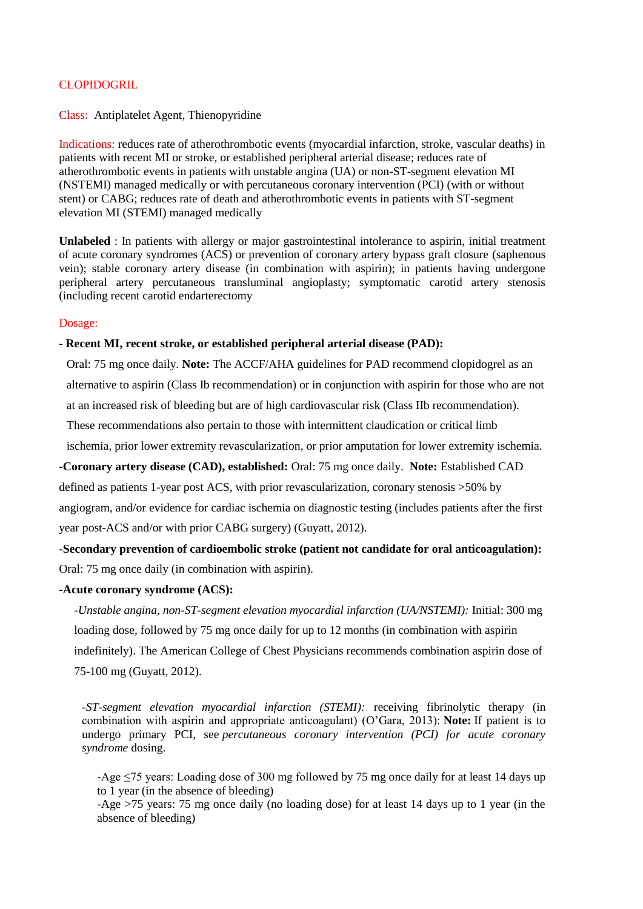# CLOPIDOGRIL

**Class:** Antiplatelet Agent, Thienopyridine

**Indications:** reduces rate of atherothrombotic events (myocardial infarction, stroke, vascular deaths) in patients with recent MI or stroke, or established peripheral arterial disease; reduces rate of atherothrombotic events in patients with unstable angina (UA) or non-ST-segment elevation MI (NSTEMI) managed medically or with percutaneous coronary intervention (PCI) (with or without stent) or CABG; reduces rate of death and atherothrombotic events in patients with ST-segment elevation MI (STEMI) managed medically

**Unlabeled** : In patients with allergy or major gastrointestinal intolerance to aspirin, initial treatment of acute coronary syndromes (ACS) or prevention of coronary artery bypass graft closure (saphenous vein); stable coronary artery disease (in combination with aspirin); in patients having undergone peripheral artery percutaneous transluminal angioplasty; symptomatic carotid artery stenosis (including recent carotid endarterectomy

**Dosage:**

- **Recent MI, recent stroke, or established peripheral arterial disease (PAD):**

  Oral: 75 mg once daily. **Note:** The ACCF/AHA guidelines for PAD recommend clopidogrel as an alternative to aspirin (Class Ib recommendation) or in conjunction with aspirin for those who are not at an increased risk of bleeding but are of high cardiovascular risk (Class IIb recommendation). These recommendations also pertain to those with intermittent claudication or critical limb ischemia, prior lower extremity revascularization, or prior amputation for lower extremity ischemia.

-**Coronary artery disease (CAD), established:** Oral: 75 mg once daily. **Note:** Established CAD defined as patients 1-year post ACS, with prior revascularization, coronary stenosis >50% by angiogram, and/or evidence for cardiac ischemia on diagnostic testing (includes patients after the first year post-ACS and/or with prior CABG surgery) (Guyatt, 2012).

-**Secondary prevention of cardioembolic stroke (patient not candidate for oral anticoagulation):** Oral: 75 mg once daily (in combination with aspirin).

-**Acute coronary syndrome (ACS):**

-*Unstable angina, non-ST-segment elevation myocardial infarction (UA/NSTEMI):* Initial: 300 mg loading dose, followed by 75 mg once daily for up to 12 months (in combination with aspirin indefinitely). The American College of Chest Physicians recommends combination aspirin dose of 75-100 mg (Guyatt, 2012).

-*ST-segment elevation myocardial infarction (STEMI):* receiving fibrinolytic therapy (in combination with aspirin and appropriate anticoagulant) (O'Gara, 2013): **Note:** If patient is to undergo primary PCI, see *percutaneous coronary intervention (PCI) for acute coronary syndrome* dosing.

-Age $\leq$75 years: Loading dose of 300 mg followed by 75 mg once daily for at least 14 days up to 1 year (in the absence of bleeding)
-Age >75 years: 75 mg once daily (no loading dose) for at least 14 days up to 1 year (in the absence of bleeding)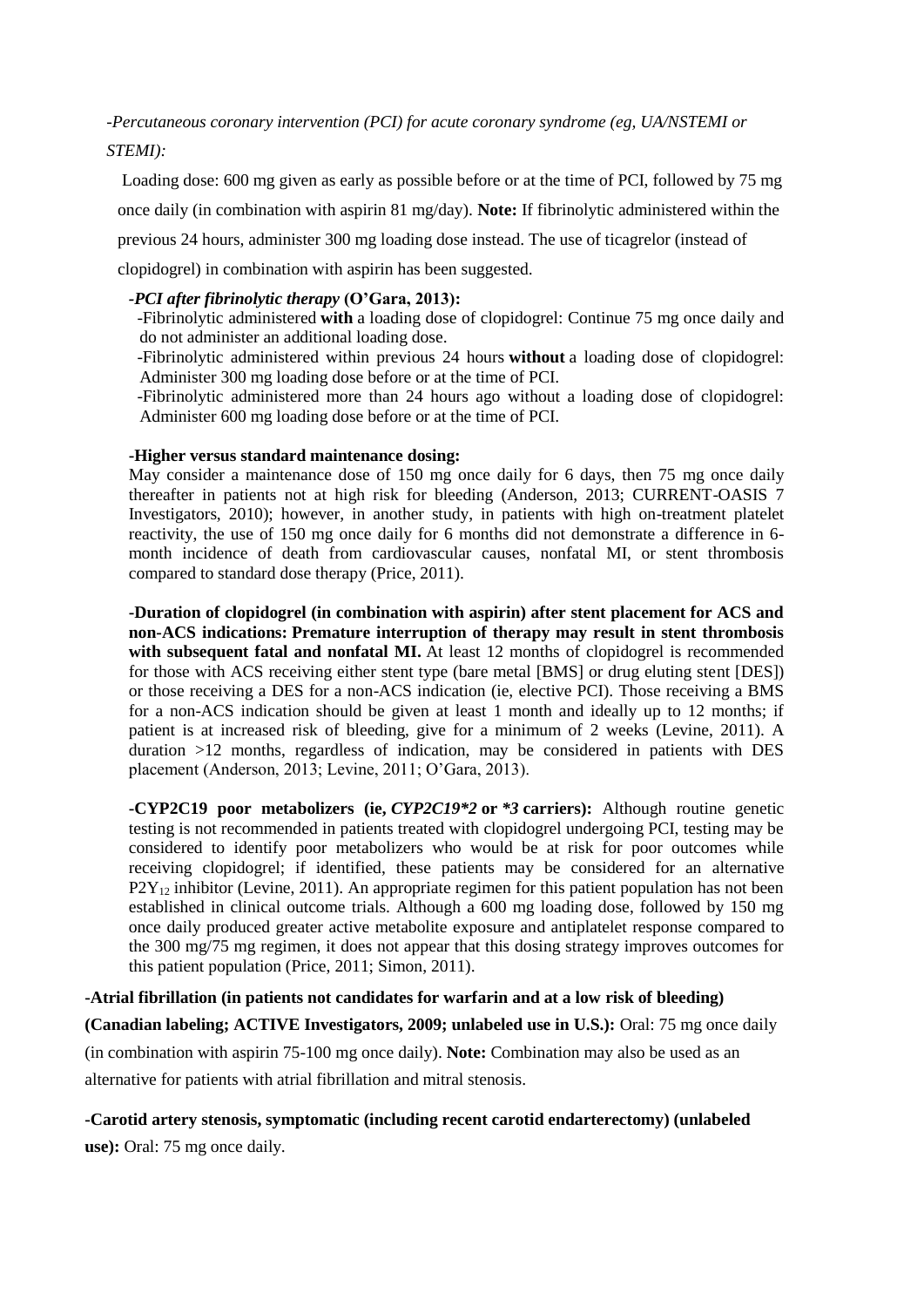*-Percutaneous coronary intervention (PCI) for acute coronary syndrome (eg, UA/NSTEMI or STEMI):*

Loading dose: 600 mg given as early as possible before or at the time of PCI, followed by 75 mg once daily (in combination with aspirin 81 mg/day). **Note:** If fibrinolytic administered within the previous 24 hours, administer 300 mg loading dose instead. The use of ticagrelor (instead of clopidogrel) in combination with aspirin has been suggested.

***-PCI after fibrinolytic therapy* (O'Gara, 2013):**

-Fibrinolytic administered **with** a loading dose of clopidogrel: Continue 75 mg once daily and do not administer an additional loading dose.

-Fibrinolytic administered within previous 24 hours **without** a loading dose of clopidogrel: Administer 300 mg loading dose before or at the time of PCI.

-Fibrinolytic administered more than 24 hours ago without a loading dose of clopidogrel: Administer 600 mg loading dose before or at the time of PCI.

**-Higher versus standard maintenance dosing:**

May consider a maintenance dose of 150 mg once daily for 6 days, then 75 mg once daily thereafter in patients not at high risk for bleeding (Anderson, 2013; CURRENT-OASIS 7 Investigators, 2010); however, in another study, in patients with high on-treatment platelet reactivity, the use of 150 mg once daily for 6 months did not demonstrate a difference in 6-month incidence of death from cardiovascular causes, nonfatal MI, or stent thrombosis compared to standard dose therapy (Price, 2011).

**-Duration of clopidogrel (in combination with aspirin) after stent placement for ACS and non-ACS indications: Premature interruption of therapy may result in stent thrombosis with subsequent fatal and nonfatal MI.** At least 12 months of clopidogrel is recommended for those with ACS receiving either stent type (bare metal [BMS] or drug eluting stent [DES]) or those receiving a DES for a non-ACS indication (ie, elective PCI). Those receiving a BMS for a non-ACS indication should be given at least 1 month and ideally up to 12 months; if patient is at increased risk of bleeding, give for a minimum of 2 weeks (Levine, 2011). A duration >12 months, regardless of indication, may be considered in patients with DES placement (Anderson, 2013; Levine, 2011; O'Gara, 2013).

**-CYP2C19 poor metabolizers (ie, *CYP2C19\*2* or *\*3* carriers):** Although routine genetic testing is not recommended in patients treated with clopidogrel undergoing PCI, testing may be considered to identify poor metabolizers who would be at risk for poor outcomes while receiving clopidogrel; if identified, these patients may be considered for an alternative $P2Y_{12}$ inhibitor (Levine, 2011). An appropriate regimen for this patient population has not been established in clinical outcome trials. Although a 600 mg loading dose, followed by 150 mg once daily produced greater active metabolite exposure and antiplatelet response compared to the 300 mg/75 mg regimen, it does not appear that this dosing strategy improves outcomes for this patient population (Price, 2011; Simon, 2011).

**-Atrial fibrillation (in patients not candidates for warfarin and at a low risk of bleeding) (Canadian labeling; ACTIVE Investigators, 2009; unlabeled use in U.S.):** Oral: 75 mg once daily (in combination with aspirin 75-100 mg once daily). **Note:** Combination may also be used as an alternative for patients with atrial fibrillation and mitral stenosis.

**-Carotid artery stenosis, symptomatic (including recent carotid endarterectomy) (unlabeled use):** Oral: 75 mg once daily.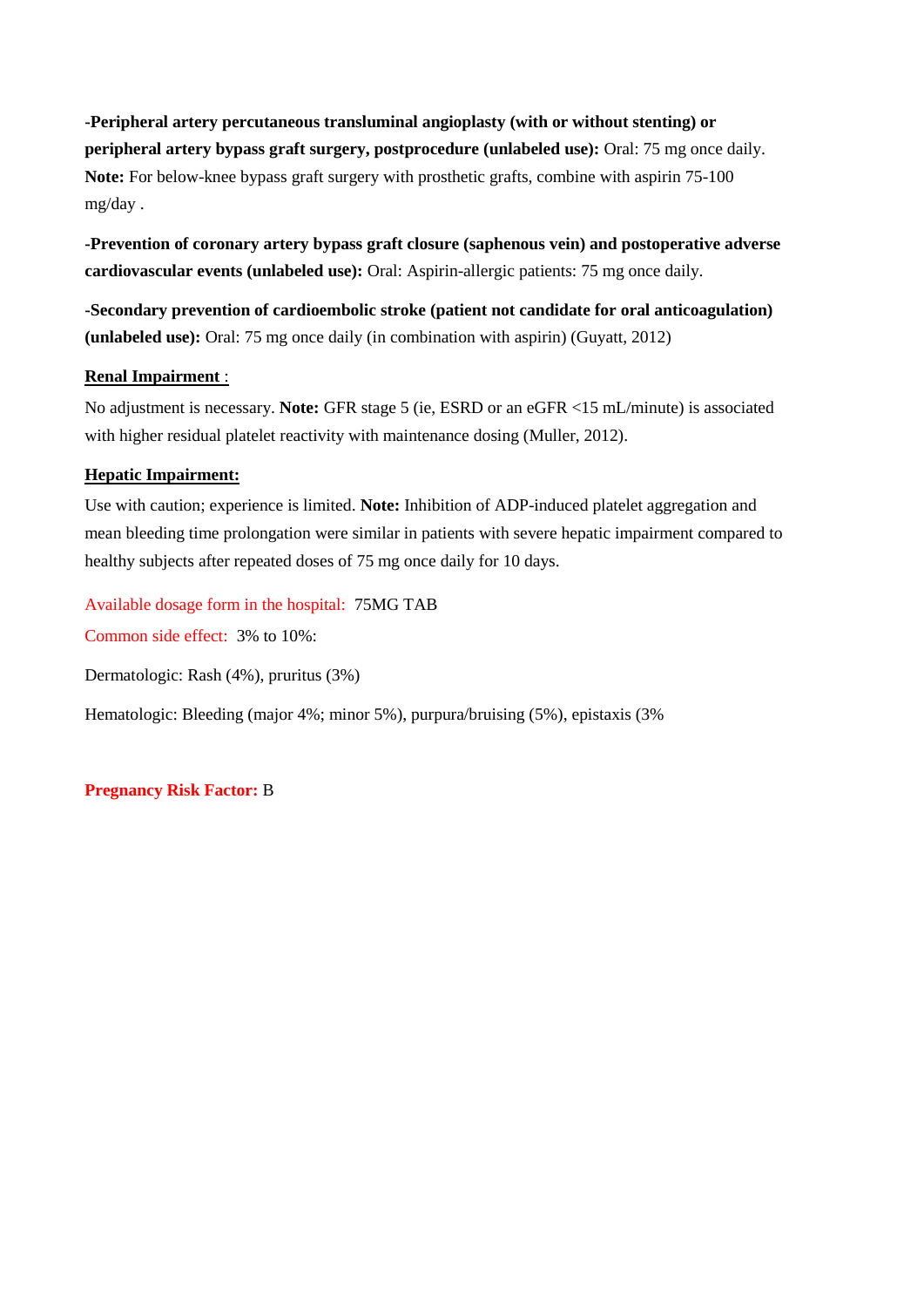-**Peripheral artery percutaneous transluminal angioplasty (with or without stenting) or peripheral artery bypass graft surgery, postprocedure (unlabeled use):** Oral: 75 mg once daily. **Note:** For below-knee bypass graft surgery with prosthetic grafts, combine with aspirin 75-100 mg/day .

-**Prevention of coronary artery bypass graft closure (saphenous vein) and postoperative adverse cardiovascular events (unlabeled use):** Oral: Aspirin-allergic patients: 75 mg once daily.

-**Secondary prevention of cardioembolic stroke (patient not candidate for oral anticoagulation) (unlabeled use):** Oral: 75 mg once daily (in combination with aspirin) (Guyatt, 2012)

**Renal Impairment** :

No adjustment is necessary. **Note:** GFR stage 5 (ie, ESRD or an eGFR <15 mL/minute) is associated with higher residual platelet reactivity with maintenance dosing (Muller, 2012).

**Hepatic Impairment:**

Use with caution; experience is limited. **Note:** Inhibition of ADP-induced platelet aggregation and mean bleeding time prolongation were similar in patients with severe hepatic impairment compared to healthy subjects after repeated doses of 75 mg once daily for 10 days.

Available dosage form in the hospital: 75MG TAB

Common side effect: 3% to 10%:

Dermatologic: Rash (4%), pruritus (3%)

Hematologic: Bleeding (major 4%; minor 5%), purpura/bruising (5%), epistaxis (3%

**Pregnancy Risk Factor:** B